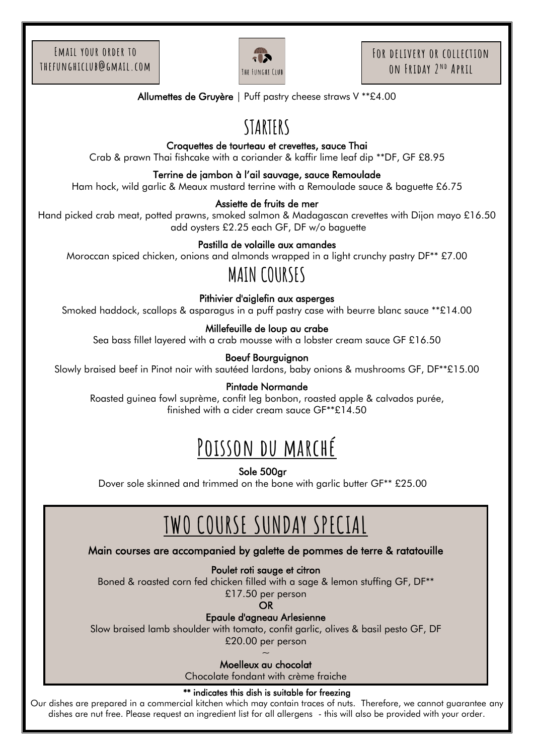Email your order to thefunghiclub@gmail.com

The Funghi Club

For delivery or collection on Friday 2nd April

**Allumettes de Gruyère** | Puff pastry cheese straws V **£4.00

# STARTERS

**Croquettes de tourteau et crevettes, sauce Thai**
Crab & prawn Thai fishcake with a coriander & kaffir lime leaf dip **DF, GF £8.95

**Terrine de jambon à l'ail sauvage, sauce Remoulade**
Ham hock, wild garlic & Meaux mustard terrine with a Remoulade sauce & baguette £6.75

**Assiette de fruits de mer**
Hand picked crab meat, potted prawns, smoked salmon & Madagascan crevettes with Dijon mayo £16.50
add oysters £2.25 each GF, DF w/o baguette

**Pastilla de volaille aux amandes**
Moroccan spiced chicken, onions and almonds wrapped in a light crunchy pastry DF** £7.00

# MAIN COURSES

**Pithivier d'aiglefin aux asperges**
Smoked haddock, scallops & asparagus in a puff pastry case with beurre blanc sauce **£14.00

**Millefeuille de loup au crabe**
Sea bass fillet layered with a crab mousse with a lobster cream sauce GF £16.50

**Boeuf Bourguignon**
Slowly braised beef in Pinot noir with sautéed lardons, baby onions & mushrooms GF, DF**£15.00

**Pintade Normande**
Roasted guinea fowl suprème, confit leg bonbon, roasted apple & calvados purée,
finished with a cider cream sauce GF**£14.50

# Poisson du marché

**Sole 500gr**
Dover sole skinned and trimmed on the bone with garlic butter GF** £25.00

# TWO COURSE SUNDAY SPECIAL

**Main courses are accompanied by galette de pommes de terre & ratatouille**

**Poulet roti sauge et citron**
Boned & roasted corn fed chicken filled with a sage & lemon stuffing GF, DF**
£17.50 per person

**OR**

**Epaule d'agneau Arlesienne**
Slow braised lamb shoulder with tomato, confit garlic, olives & basil pesto GF, DF
£20.00 per person

~

**Moelleux au chocolat**
Chocolate fondant with crème fraiche

**** indicates this dish is suitable for freezing**

Our dishes are prepared in a commercial kitchen which may contain traces of nuts. Therefore, we cannot guarantee any dishes are nut free. Please request an ingredient list for all allergens - this will also be provided with your order.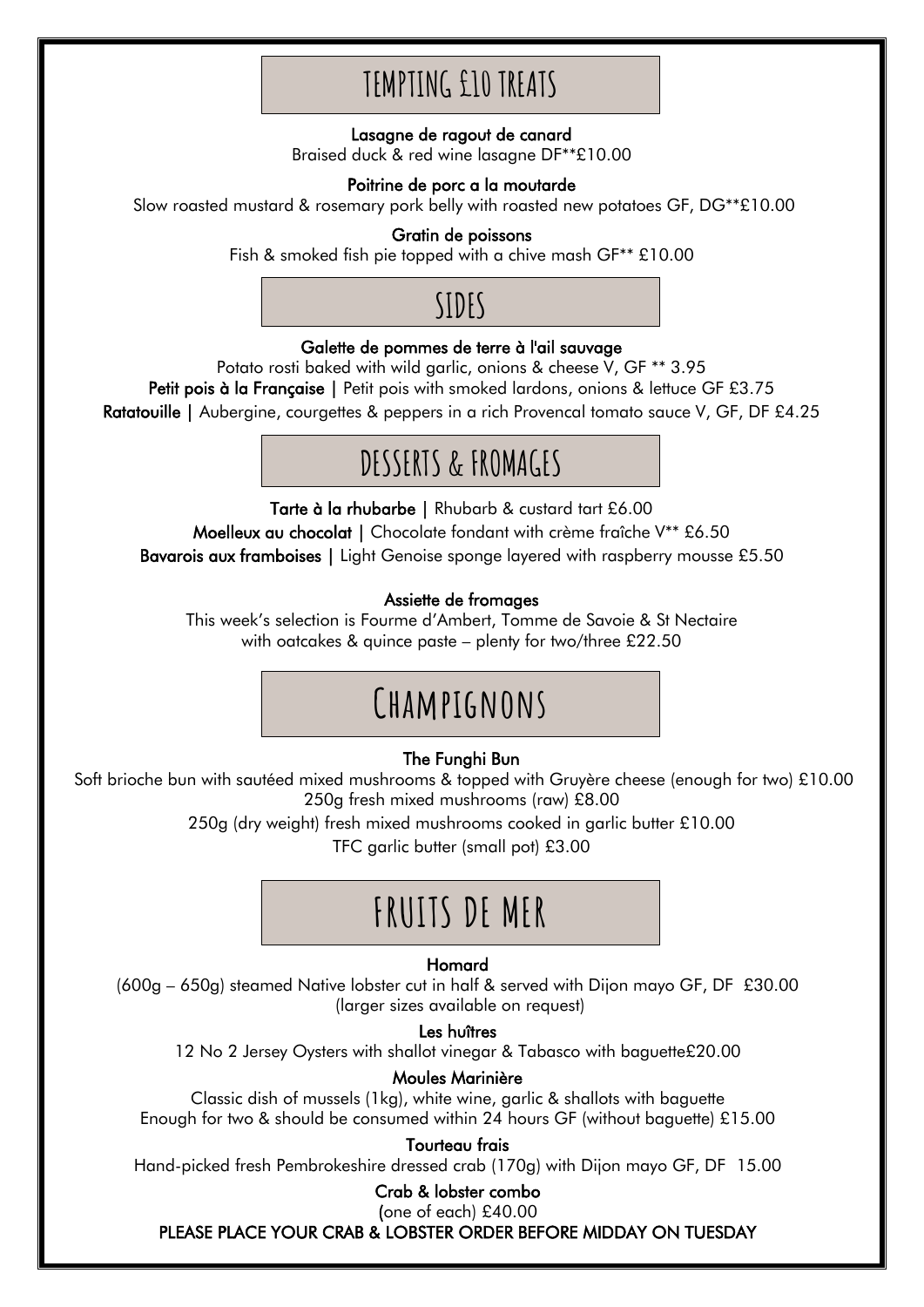## TEMPTING £10 TREATS

**Lasagne de ragout de canard**
Braised duck & red wine lasagne DF**£10.00

**Poitrine de porc a la moutarde**
Slow roasted mustard & rosemary pork belly with roasted new potatoes GF, DG**£10.00

**Gratin de poissons**
Fish & smoked fish pie topped with a chive mash GF** £10.00

## SIDES

**Galette de pommes de terre à l'ail sauvage**
Potato rosti baked with wild garlic, onions & cheese V, GF ** 3.95

**Petit pois à la Française** | Petit pois with smoked lardons, onions & lettuce GF £3.75

**Ratatouille** | Aubergine, courgettes & peppers in a rich Provencal tomato sauce V, GF, DF £4.25

## DESSERTS & FROMAGES

**Tarte à la rhubarbe** | Rhubarb & custard tart £6.00

**Moelleux au chocolat** | Chocolate fondant with crème fraîche V** £6.50

**Bavarois aux framboises** | Light Genoise sponge layered with raspberry mousse £5.50

**Assiette de fromages**
This week's selection is Fourme d'Ambert, Tomme de Savoie & St Nectaire
with oatcakes & quince paste – plenty for two/three £22.50

## CHAMPIGNONS

**The Funghi Bun**
Soft brioche bun with sautéed mixed mushrooms & topped with Gruyère cheese (enough for two) £10.00

250g fresh mixed mushrooms (raw) £8.00

250g (dry weight) fresh mixed mushrooms cooked in garlic butter £10.00

TFC garlic butter (small pot) £3.00

## FRUITS DE MER

**Homard**
(600g – 650g) steamed Native lobster cut in half & served with Dijon mayo GF, DF £30.00
(larger sizes available on request)

**Les huîtres**
12 No 2 Jersey Oysters with shallot vinegar & Tabasco with baguette£20.00

**Moules Marinière**
Classic dish of mussels (1kg), white wine, garlic & shallots with baguette
Enough for two & should be consumed within 24 hours GF (without baguette) £15.00

**Tourteau frais**
Hand-picked fresh Pembrokeshire dressed crab (170g) with Dijon mayo GF, DF 15.00

**Crab & lobster combo**
(one of each) £40.00

**PLEASE PLACE YOUR CRAB & LOBSTER ORDER BEFORE MIDDAY ON TUESDAY**